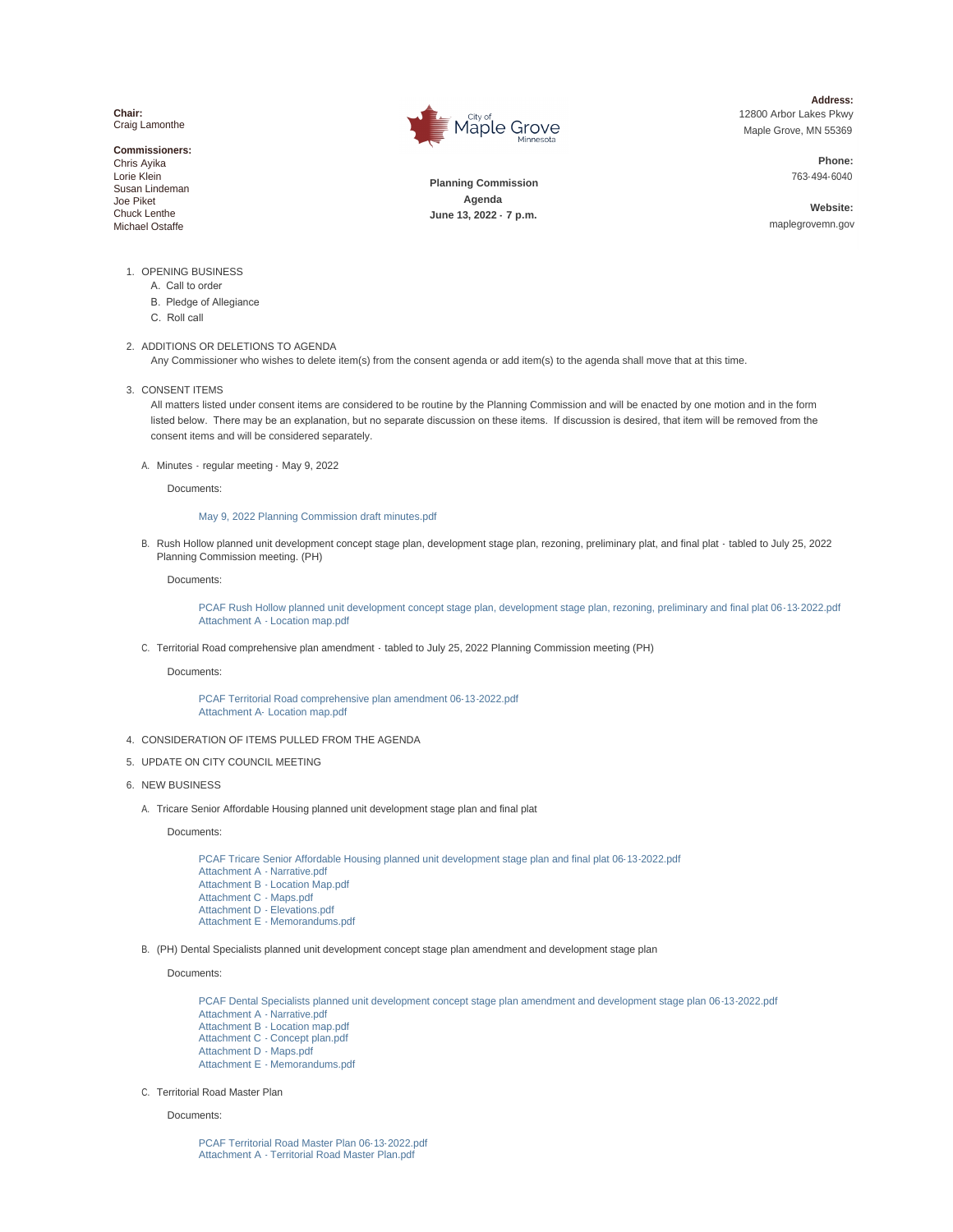**Chair:**
Craig Lamonthe

**Commissioners:**
Chris Ayika
Lorie Klein
Susan Lindeman
Joe Piket
Chuck Lenthe
Michael Ostaffe

City of Maple Grove Minnesota

**Planning Commission**
**Agenda**
**June 13, 2022 - 7 p.m.**

**Address:**
12800 Arbor Lakes Pkwy
Maple Grove, MN 55369

**Phone:**
763-494-6040

**Website:**
maplegrovemn.gov

1. OPENING BUSINESS
   A. Call to order
   B. Pledge of Allegiance
   C. Roll call

2. ADDITIONS OR DELETIONS TO AGENDA
   Any Commissioner who wishes to delete item(s) from the consent agenda or add item(s) to the agenda shall move that at this time.

3. CONSENT ITEMS
   All matters listed under consent items are considered to be routine by the Planning Commission and will be enacted by one motion and in the form listed below. There may be an explanation, but no separate discussion on these items. If discussion is desired, that item will be removed from the consent items and will be considered separately.

   A. Minutes - regular meeting - May 9, 2022

      Documents:

      May 9, 2022 Planning Commission draft minutes.pdf

   B. Rush Hollow planned unit development concept stage plan, development stage plan, rezoning, preliminary plat, and final plat - tabled to July 25, 2022 Planning Commission meeting. (PH)

      Documents:

      PCAF Rush Hollow planned unit development concept stage plan, development stage plan, rezoning, preliminary and final plat 06-13-2022.pdf
      Attachment A - Location map.pdf

   C. Territorial Road comprehensive plan amendment - tabled to July 25, 2022 Planning Commission meeting (PH)

      Documents:

      PCAF Territorial Road comprehensive plan amendment 06-13-2022.pdf
      Attachment A- Location map.pdf

4. CONSIDERATION OF ITEMS PULLED FROM THE AGENDA

5. UPDATE ON CITY COUNCIL MEETING

6. NEW BUSINESS

   A. Tricare Senior Affordable Housing planned unit development stage plan and final plat

      Documents:

      PCAF Tricare Senior Affordable Housing planned unit development stage plan and final plat 06-13-2022.pdf
      Attachment A - Narrative.pdf
      Attachment B - Location Map.pdf
      Attachment C - Maps.pdf
      Attachment D - Elevations.pdf
      Attachment E - Memorandums.pdf

   B. (PH) Dental Specialists planned unit development concept stage plan amendment and development stage plan

      Documents:

      PCAF Dental Specialists planned unit development concept stage plan amendment and development stage plan 06-13-2022.pdf
      Attachment A - Narrative.pdf
      Attachment B - Location map.pdf
      Attachment C - Concept plan.pdf
      Attachment D - Maps.pdf
      Attachment E - Memorandums.pdf

   C. Territorial Road Master Plan

      Documents:

      PCAF Territorial Road Master Plan 06-13-2022.pdf
      Attachment A - Territorial Road Master Plan.pdf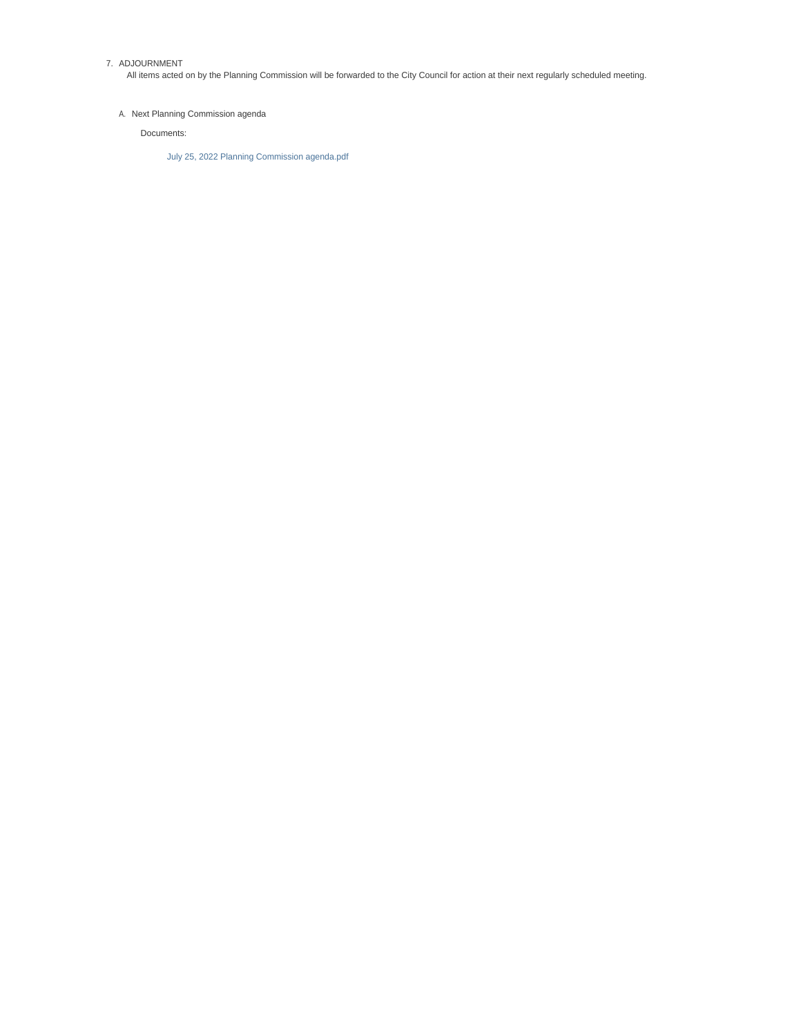7. ADJOURNMENT

   All items acted on by the Planning Commission will be forwarded to the City Council for action at their next regularly scheduled meeting.

   A. Next Planning Commission agenda

      Documents:

      July 25, 2022 Planning Commission agenda.pdf